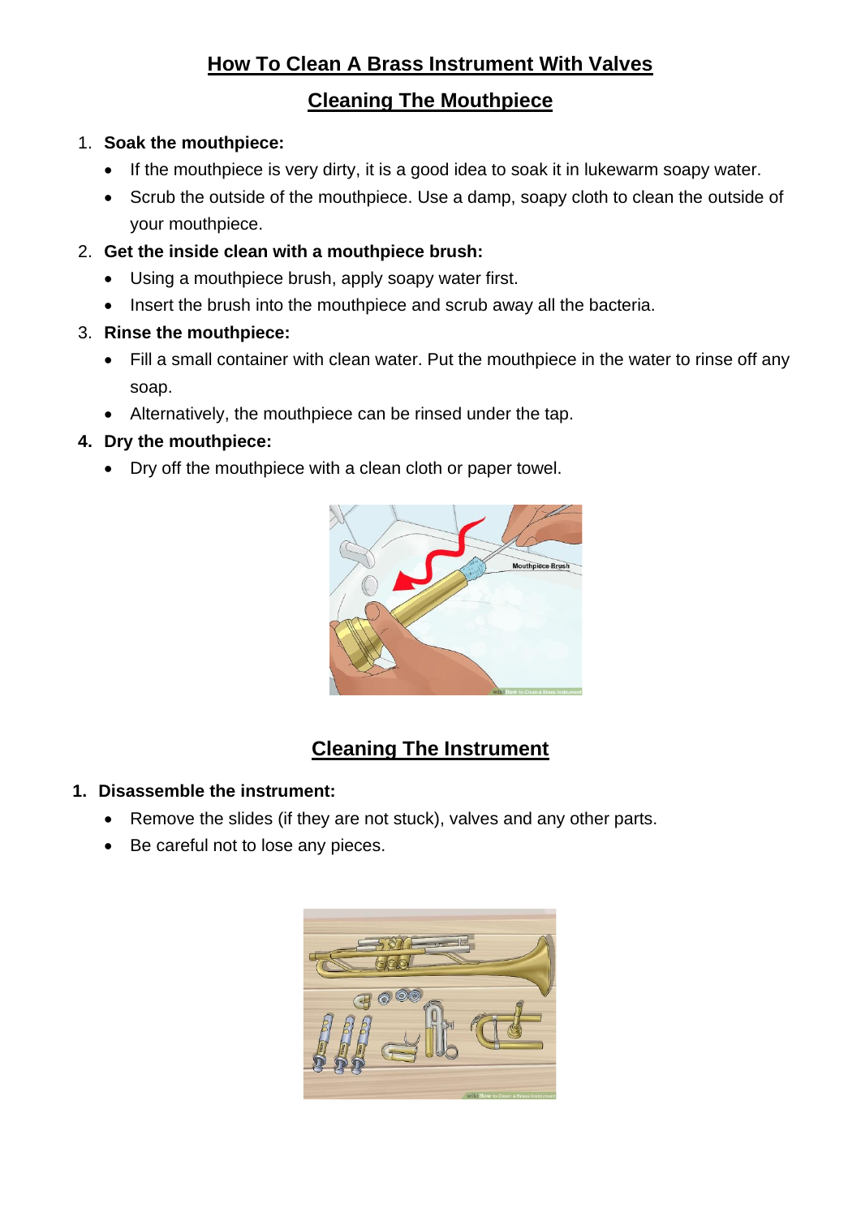# How To Clean A Brass Instrument With Valves

## Cleaning The Mouthpiece

1. **Soak the mouthpiece:**
   - If the mouthpiece is very dirty, it is a good idea to soak it in lukewarm soapy water.
   - Scrub the outside of the mouthpiece. Use a damp, soapy cloth to clean the outside of your mouthpiece.
2. **Get the inside clean with a mouthpiece brush:**
   - Using a mouthpiece brush, apply soapy water first.
   - Insert the brush into the mouthpiece and scrub away all the bacteria.
3. **Rinse the mouthpiece:**
   - Fill a small container with clean water. Put the mouthpiece in the water to rinse off any soap.
   - Alternatively, the mouthpiece can be rinsed under the tap.
4. **Dry the mouthpiece:**
   - Dry off the mouthpiece with a clean cloth or paper towel.

## Cleaning The Instrument

1. **Disassemble the instrument:**
   - Remove the slides (if they are not stuck), valves and any other parts.
   - Be careful not to lose any pieces.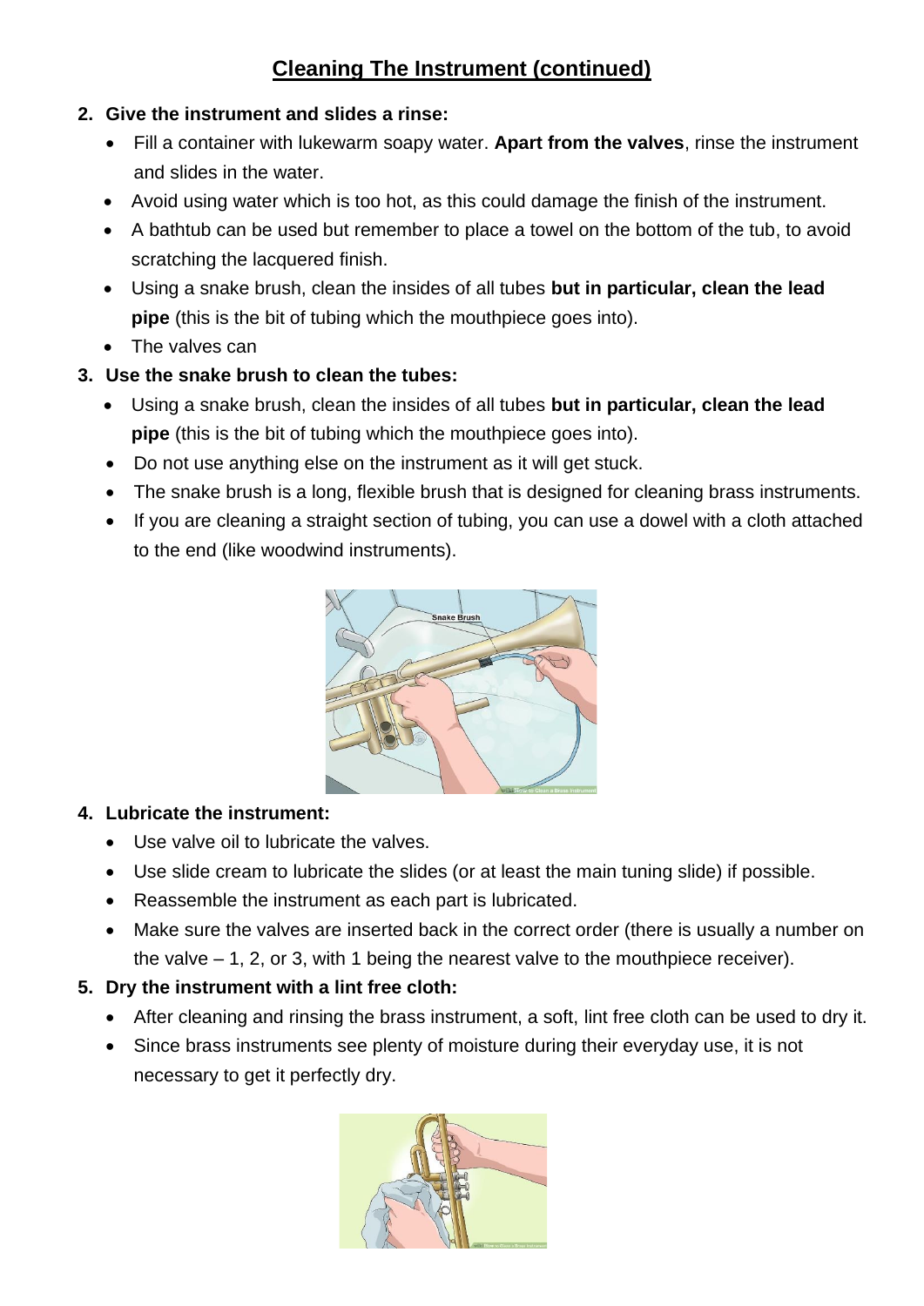## Cleaning The Instrument (continued)

2. **Give the instrument and slides a rinse:**
   - Fill a container with lukewarm soapy water. **Apart from the valves**, rinse the instrument and slides in the water.
   - Avoid using water which is too hot, as this could damage the finish of the instrument.
   - A bathtub can be used but remember to place a towel on the bottom of the tub, to avoid scratching the lacquered finish.
   - Using a snake brush, clean the insides of all tubes **but in particular, clean the lead pipe** (this is the bit of tubing which the mouthpiece goes into).
   - The valves can
3. **Use the snake brush to clean the tubes:**
   - Using a snake brush, clean the insides of all tubes **but in particular, clean the lead pipe** (this is the bit of tubing which the mouthpiece goes into).
   - Do not use anything else on the instrument as it will get stuck.
   - The snake brush is a long, flexible brush that is designed for cleaning brass instruments.
   - If you are cleaning a straight section of tubing, you can use a dowel with a cloth attached to the end (like woodwind instruments).

Snake Brush

4. **Lubricate the instrument:**
   - Use valve oil to lubricate the valves.
   - Use slide cream to lubricate the slides (or at least the main tuning slide) if possible.
   - Reassemble the instrument as each part is lubricated.
   - Make sure the valves are inserted back in the correct order (there is usually a number on the valve – 1, 2, or 3, with 1 being the nearest valve to the mouthpiece receiver).
5. **Dry the instrument with a lint free cloth:**
   - After cleaning and rinsing the brass instrument, a soft, lint free cloth can be used to dry it.
   - Since brass instruments see plenty of moisture during their everyday use, it is not necessary to get it perfectly dry.